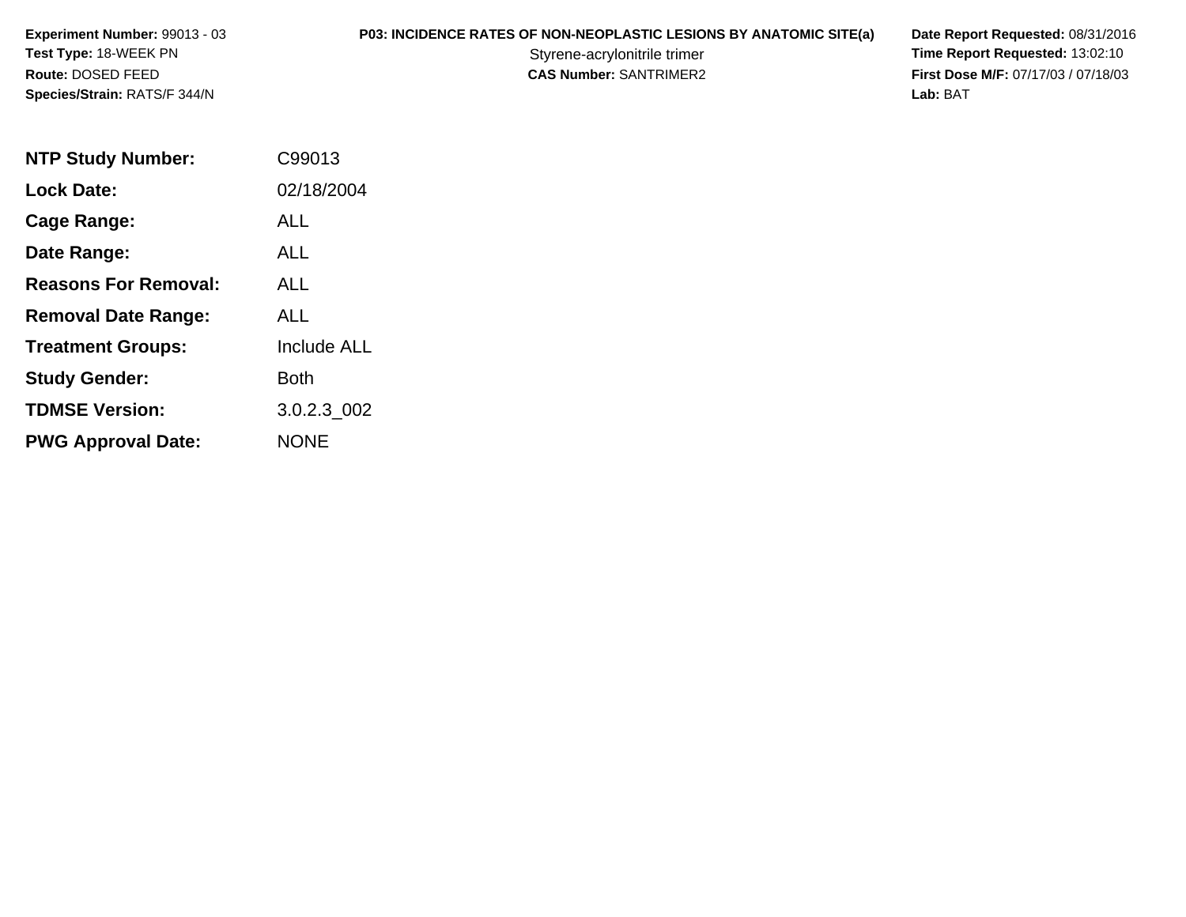**Experiment Number:** 99013 - 03
**Test Type:** 18-WEEK PN
**Route:** DOSED FEED
**Species/Strain:** RATS/F 344/N

**P03: INCIDENCE RATES OF NON-NEOPLASTIC LESIONS BY ANATOMIC SITE(a)**
Styrene-acrylonitrile trimer
**CAS Number:** SANTRIMER2

**Date Report Requested:** 08/31/2016
**Time Report Requested:** 13:02:10
**First Dose M/F:** 07/17/03 / 07/18/03
**Lab:** BAT

| | |
|---|---|
| **NTP Study Number:** | C99013 |
| **Lock Date:** | 02/18/2004 |
| **Cage Range:** | ALL |
| **Date Range:** | ALL |
| **Reasons For Removal:** | ALL |
| **Removal Date Range:** | ALL |
| **Treatment Groups:** | Include ALL |
| **Study Gender:** | Both |
| **TDMSE Version:** | 3.0.2.3_002 |
| **PWG Approval Date:** | NONE |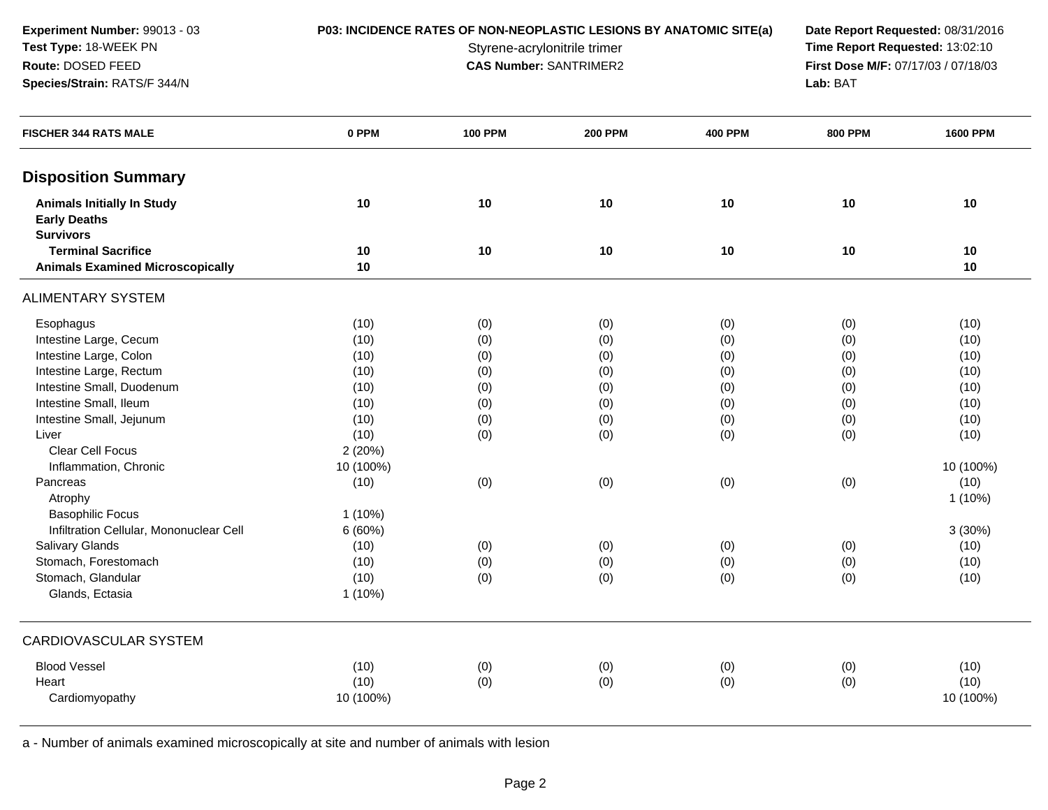**Experiment Number:** 99013 - 03
**Test Type:** 18-WEEK PN
**Route:** DOSED FEED
**Species/Strain:** RATS/F 344/N

**P03: INCIDENCE RATES OF NON-NEOPLASTIC LESIONS BY ANATOMIC SITE(a)**
Styrene-acrylonitrile trimer
**CAS Number:** SANTRIMER2

**Date Report Requested:** 08/31/2016
**Time Report Requested:** 13:02:10
**First Dose M/F:** 07/17/03 / 07/18/03
**Lab:** BAT

| FISCHER 344 RATS MALE | 0 PPM | 100 PPM | 200 PPM | 400 PPM | 800 PPM | 1600 PPM |
|---|---|---|---|---|---|---|
| **Disposition Summary** | | | | | | |
| **Animals Initially In Study** | 10 | 10 | 10 | 10 | 10 | 10 |
| **Early Deaths** | | | | | | |
| **Survivors** | | | | | | |
| **Terminal Sacrifice** | 10 | 10 | 10 | 10 | 10 | 10 |
| **Animals Examined Microscopically** | 10 | | | | | 10 |
| ALIMENTARY SYSTEM | | | | | | |
| Esophagus | (10) | (0) | (0) | (0) | (0) | (10) |
| Intestine Large, Cecum | (10) | (0) | (0) | (0) | (0) | (10) |
| Intestine Large, Colon | (10) | (0) | (0) | (0) | (0) | (10) |
| Intestine Large, Rectum | (10) | (0) | (0) | (0) | (0) | (10) |
| Intestine Small, Duodenum | (10) | (0) | (0) | (0) | (0) | (10) |
| Intestine Small, Ileum | (10) | (0) | (0) | (0) | (0) | (10) |
| Intestine Small, Jejunum | (10) | (0) | (0) | (0) | (0) | (10) |
| Liver | (10) | (0) | (0) | (0) | (0) | (10) |
| Clear Cell Focus | 2 (20%) | | | | | |
| Inflammation, Chronic | 10 (100%) | | | | | 10 (100%) |
| Pancreas | (10) | (0) | (0) | (0) | (0) | (10) |
| Atrophy | | | | | | 1 (10%) |
| Basophilic Focus | 1 (10%) | | | | | |
| Infiltration Cellular, Mononuclear Cell | 6 (60%) | | | | | 3 (30%) |
| Salivary Glands | (10) | (0) | (0) | (0) | (0) | (10) |
| Stomach, Forestomach | (10) | (0) | (0) | (0) | (0) | (10) |
| Stomach, Glandular | (10) | (0) | (0) | (0) | (0) | (10) |
| Glands, Ectasia | 1 (10%) | | | | | |
| CARDIOVASCULAR SYSTEM | | | | | | |
| Blood Vessel | (10) | (0) | (0) | (0) | (0) | (10) |
| Heart | (10) | (0) | (0) | (0) | (0) | (10) |
| Cardiomyopathy | 10 (100%) | | | | | 10 (100%) |

a - Number of animals examined microscopically at site and number of animals with lesion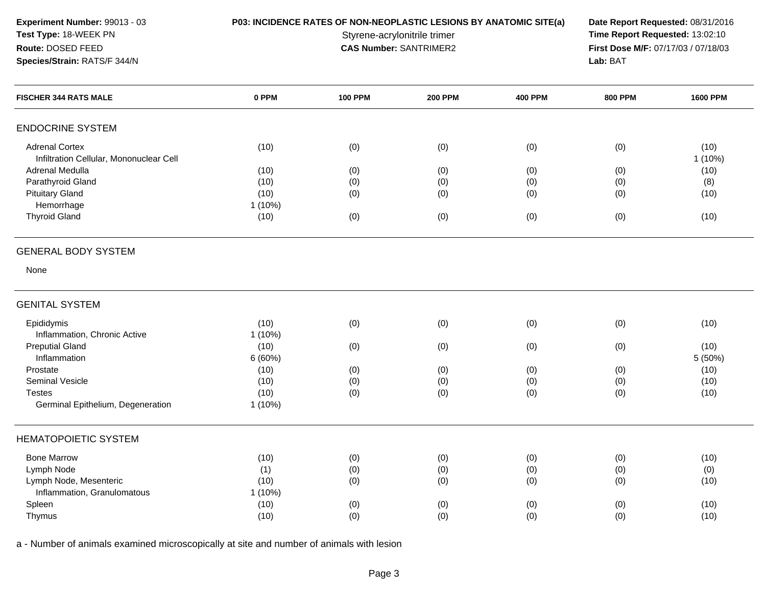**Experiment Number:** 99013 - 03
**Test Type:** 18-WEEK PN
**Route:** DOSED FEED
**Species/Strain:** RATS/F 344/N

**P03: INCIDENCE RATES OF NON-NEOPLASTIC LESIONS BY ANATOMIC SITE(a)**
Styrene-acrylonitrile trimer
**CAS Number:** SANTRIMER2

**Date Report Requested:** 08/31/2016
**Time Report Requested:** 13:02:10
**First Dose M/F:** 07/17/03 / 07/18/03
**Lab:** BAT

| FISCHER 344 RATS MALE | 0 PPM | 100 PPM | 200 PPM | 400 PPM | 800 PPM | 1600 PPM |
|---|---|---|---|---|---|---|
| **ENDOCRINE SYSTEM** | | | | | | |
| Adrenal Cortex | (10) | (0) | (0) | (0) | (0) | (10) |
| Infiltration Cellular, Mononuclear Cell | | | | | | 1 (10%) |
| Adrenal Medulla | (10) | (0) | (0) | (0) | (0) | (10) |
| Parathyroid Gland | (10) | (0) | (0) | (0) | (0) | (8) |
| Pituitary Gland | (10) | (0) | (0) | (0) | (0) | (10) |
| Hemorrhage | 1 (10%) | | | | | |
| Thyroid Gland | (10) | (0) | (0) | (0) | (0) | (10) |
| **GENERAL BODY SYSTEM** | | | | | | |
| None | | | | | | |
| **GENITAL SYSTEM** | | | | | | |
| Epididymis | (10) | (0) | (0) | (0) | (0) | (10) |
| Inflammation, Chronic Active | 1 (10%) | | | | | |
| Preputial Gland | (10) | (0) | (0) | (0) | (0) | (10) |
| Inflammation | 6 (60%) | | | | | 5 (50%) |
| Prostate | (10) | (0) | (0) | (0) | (0) | (10) |
| Seminal Vesicle | (10) | (0) | (0) | (0) | (0) | (10) |
| Testes | (10) | (0) | (0) | (0) | (0) | (10) |
| Germinal Epithelium, Degeneration | 1 (10%) | | | | | |
| **HEMATOPOIETIC SYSTEM** | | | | | | |
| Bone Marrow | (10) | (0) | (0) | (0) | (0) | (10) |
| Lymph Node | (1) | (0) | (0) | (0) | (0) | (0) |
| Lymph Node, Mesenteric | (10) | (0) | (0) | (0) | (0) | (10) |
| Inflammation, Granulomatous | 1 (10%) | | | | | |
| Spleen | (10) | (0) | (0) | (0) | (0) | (10) |
| Thymus | (10) | (0) | (0) | (0) | (0) | (10) |

a - Number of animals examined microscopically at site and number of animals with lesion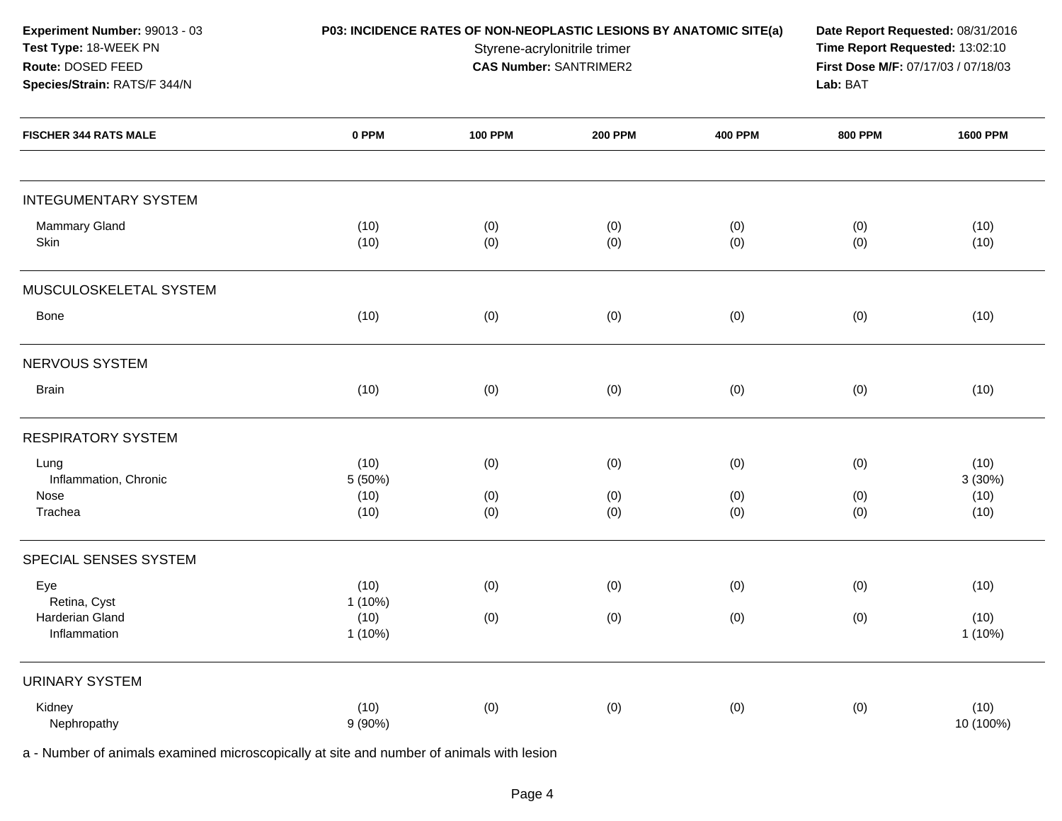**Experiment Number:** 99013 - 03
**Test Type:** 18-WEEK PN
**Route:** DOSED FEED
**Species/Strain:** RATS/F 344/N

**P03: INCIDENCE RATES OF NON-NEOPLASTIC LESIONS BY ANATOMIC SITE(a)**
Styrene-acrylonitrile trimer
**CAS Number:** SANTRIMER2

**Date Report Requested:** 08/31/2016
**Time Report Requested:** 13:02:10
**First Dose M/F:** 07/17/03 / 07/18/03
**Lab:** BAT

| FISCHER 344 RATS MALE | 0 PPM | 100 PPM | 200 PPM | 400 PPM | 800 PPM | 1600 PPM |
|---|---|---|---|---|---|---|
| **INTEGUMENTARY SYSTEM** | | | | | | |
| Mammary Gland | (10) | (0) | (0) | (0) | (0) | (10) |
| Skin | (10) | (0) | (0) | (0) | (0) | (10) |
| **MUSCULOSKELETAL SYSTEM** | | | | | | |
| Bone | (10) | (0) | (0) | (0) | (0) | (10) |
| **NERVOUS SYSTEM** | | | | | | |
| Brain | (10) | (0) | (0) | (0) | (0) | (10) |
| **RESPIRATORY SYSTEM** | | | | | | |
| Lung | (10) | (0) | (0) | (0) | (0) | (10) |
| Inflammation, Chronic | 5 (50%) | | | | | 3 (30%) |
| Nose | (10) | (0) | (0) | (0) | (0) | (10) |
| Trachea | (10) | (0) | (0) | (0) | (0) | (10) |
| **SPECIAL SENSES SYSTEM** | | | | | | |
| Eye | (10) | (0) | (0) | (0) | (0) | (10) |
| Retina, Cyst | 1 (10%) | | | | | |
| Harderian Gland | (10) | (0) | (0) | (0) | (0) | (10) |
| Inflammation | 1 (10%) | | | | | 1 (10%) |
| **URINARY SYSTEM** | | | | | | |
| Kidney | (10) | (0) | (0) | (0) | (0) | (10) |
| Nephropathy | 9 (90%) | | | | | 10 (100%) |

a - Number of animals examined microscopically at site and number of animals with lesion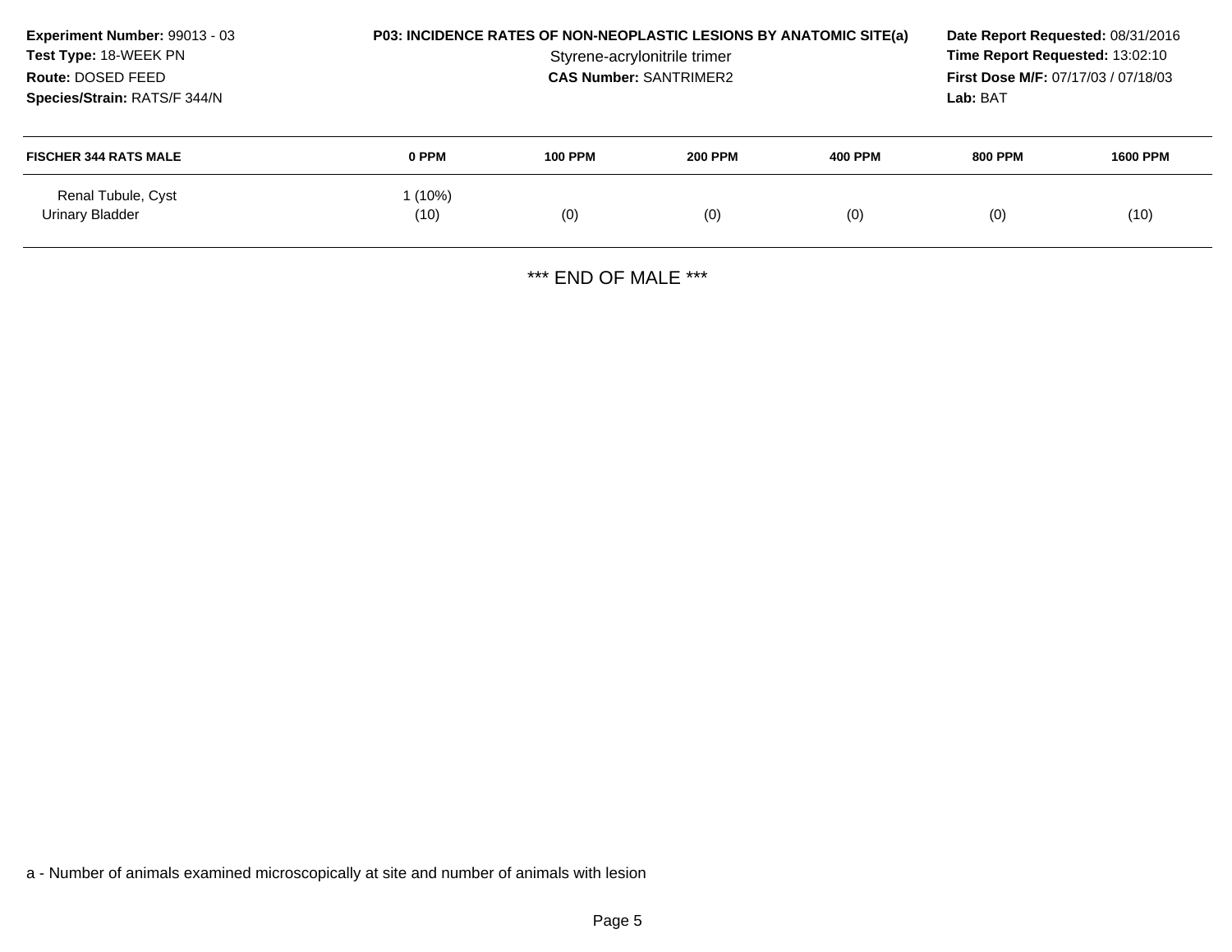**Experiment Number:** 99013 - 03
**Test Type:** 18-WEEK PN
**Route:** DOSED FEED
**Species/Strain:** RATS/F 344/N

**P03: INCIDENCE RATES OF NON-NEOPLASTIC LESIONS BY ANATOMIC SITE(a)**
Styrene-acrylonitrile trimer
**CAS Number:** SANTRIMER2

**Date Report Requested:** 08/31/2016
**Time Report Requested:** 13:02:10
**First Dose M/F:** 07/17/03 / 07/18/03
**Lab:** BAT

| FISCHER 344 RATS MALE | 0 PPM | 100 PPM | 200 PPM | 400 PPM | 800 PPM | 1600 PPM |
|---|---|---|---|---|---|---|
| Renal Tubule, Cyst | 1 (10%) | | | | | |
| Urinary Bladder | (10) | (0) | (0) | (0) | (0) | (10) |

*** END OF MALE ***

a - Number of animals examined microscopically at site and number of animals with lesion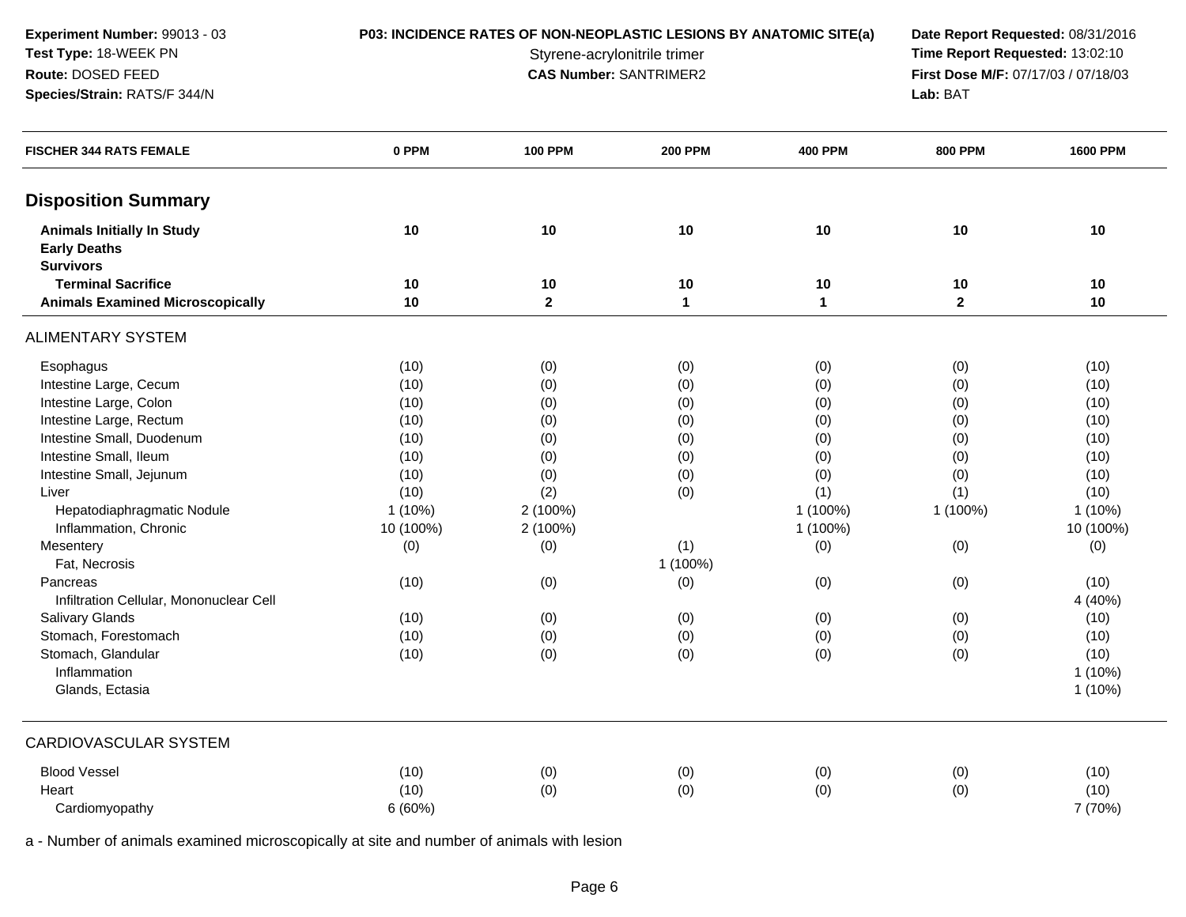**Experiment Number:** 99013 - 03
**Test Type:** 18-WEEK PN
**Route:** DOSED FEED
**Species/Strain:** RATS/F 344/N

**P03: INCIDENCE RATES OF NON-NEOPLASTIC LESIONS BY ANATOMIC SITE(a)**
Styrene-acrylonitrile trimer
**CAS Number:** SANTRIMER2

**Date Report Requested:** 08/31/2016
**Time Report Requested:** 13:02:10
**First Dose M/F:** 07/17/03 / 07/18/03
**Lab:** BAT

| FISCHER 344 RATS FEMALE | 0 PPM | 100 PPM | 200 PPM | 400 PPM | 800 PPM | 1600 PPM |
|---|---|---|---|---|---|---|
| **Disposition Summary** | | | | | | |
| **Animals Initially In Study** | 10 | 10 | 10 | 10 | 10 | 10 |
| **Early Deaths** | | | | | | |
| **Survivors** | | | | | | |
| **Terminal Sacrifice** | 10 | 10 | 10 | 10 | 10 | 10 |
| **Animals Examined Microscopically** | 10 | 2 | 1 | 1 | 2 | 10 |
| ALIMENTARY SYSTEM | | | | | | |
| Esophagus | (10) | (0) | (0) | (0) | (0) | (10) |
| Intestine Large, Cecum | (10) | (0) | (0) | (0) | (0) | (10) |
| Intestine Large, Colon | (10) | (0) | (0) | (0) | (0) | (10) |
| Intestine Large, Rectum | (10) | (0) | (0) | (0) | (0) | (10) |
| Intestine Small, Duodenum | (10) | (0) | (0) | (0) | (0) | (10) |
| Intestine Small, Ileum | (10) | (0) | (0) | (0) | (0) | (10) |
| Intestine Small, Jejunum | (10) | (0) | (0) | (0) | (0) | (10) |
| Liver | (10) | (2) | (0) | (1) | (1) | (10) |
| Hepatodiaphragmatic Nodule | 1 (10%) | 2 (100%) | | 1 (100%) | 1 (100%) | 1 (10%) |
| Inflammation, Chronic | 10 (100%) | 2 (100%) | | 1 (100%) | | 10 (100%) |
| Mesentery | (0) | (0) | (1) | (0) | (0) | (0) |
| Fat, Necrosis | | | 1 (100%) | | | |
| Pancreas | (10) | (0) | (0) | (0) | (0) | (10) |
| Infiltration Cellular, Mononuclear Cell | | | | | | 4 (40%) |
| Salivary Glands | (10) | (0) | (0) | (0) | (0) | (10) |
| Stomach, Forestomach | (10) | (0) | (0) | (0) | (0) | (10) |
| Stomach, Glandular | (10) | (0) | (0) | (0) | (0) | (10) |
| Inflammation | | | | | | 1 (10%) |
| Glands, Ectasia | | | | | | 1 (10%) |
| CARDIOVASCULAR SYSTEM | | | | | | |
| Blood Vessel | (10) | (0) | (0) | (0) | (0) | (10) |
| Heart | (10) | (0) | (0) | (0) | (0) | (10) |
| Cardiomyopathy | 6 (60%) | | | | | 7 (70%) |

a - Number of animals examined microscopically at site and number of animals with lesion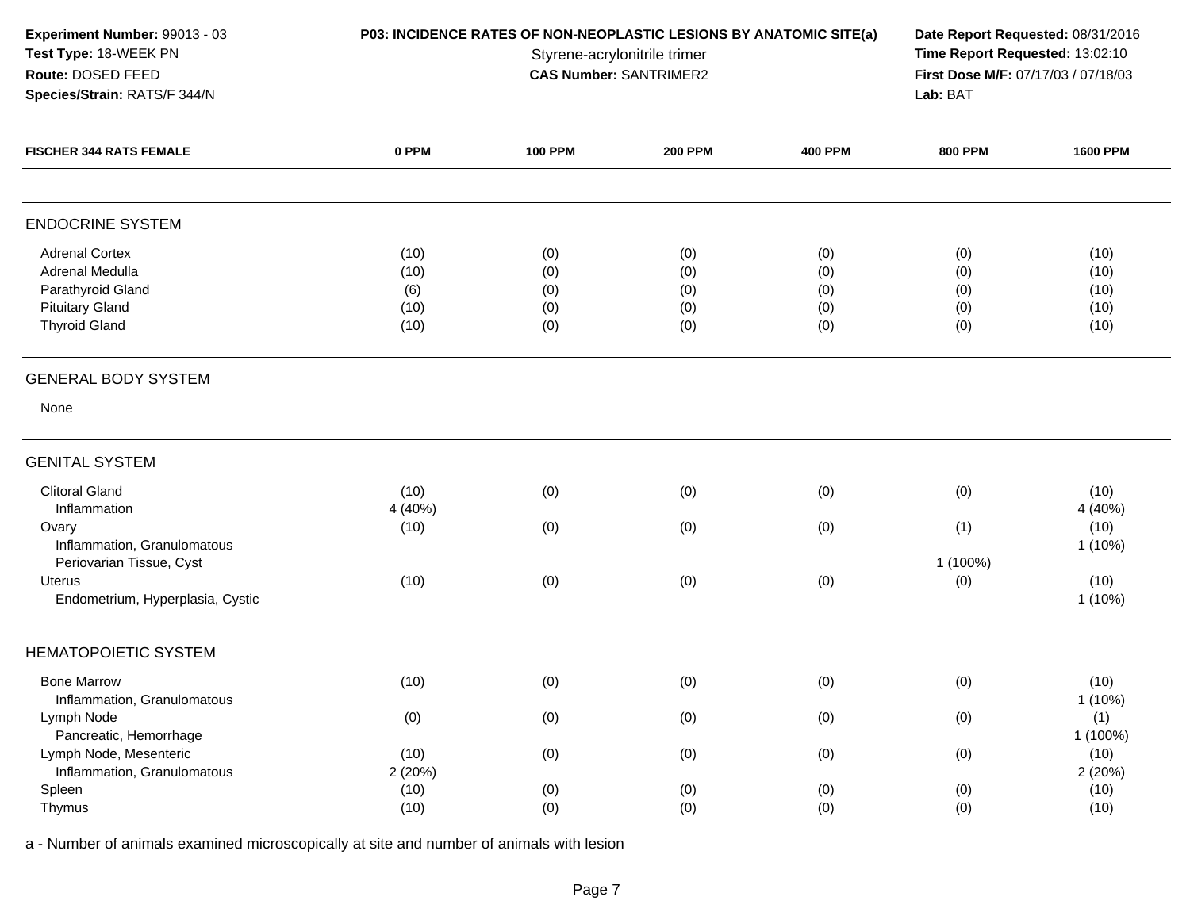**Experiment Number:** 99013 - 03
**Test Type:** 18-WEEK PN
**Route:** DOSED FEED
**Species/Strain:** RATS/F 344/N

**P03: INCIDENCE RATES OF NON-NEOPLASTIC LESIONS BY ANATOMIC SITE(a)**
Styrene-acrylonitrile trimer
**CAS Number:** SANTRIMER2

**Date Report Requested:** 08/31/2016
**Time Report Requested:** 13:02:10
**First Dose M/F:** 07/17/03 / 07/18/03
**Lab:** BAT

| FISCHER 344 RATS FEMALE | 0 PPM | 100 PPM | 200 PPM | 400 PPM | 800 PPM | 1600 PPM |
|---|---|---|---|---|---|---|
| **ENDOCRINE SYSTEM** | | | | | | |
| Adrenal Cortex | (10) | (0) | (0) | (0) | (0) | (10) |
| Adrenal Medulla | (10) | (0) | (0) | (0) | (0) | (10) |
| Parathyroid Gland | (6) | (0) | (0) | (0) | (0) | (10) |
| Pituitary Gland | (10) | (0) | (0) | (0) | (0) | (10) |
| Thyroid Gland | (10) | (0) | (0) | (0) | (0) | (10) |
| **GENERAL BODY SYSTEM** | | | | | | |
| None | | | | | | |
| **GENITAL SYSTEM** | | | | | | |
| Clitoral Gland | (10) | (0) | (0) | (0) | (0) | (10) |
| Inflammation | 4 (40%) | | | | | 4 (40%) |
| Ovary | (10) | (0) | (0) | (0) | (1) | (10) |
| Inflammation, Granulomatous | | | | | | 1 (10%) |
| Periovarian Tissue, Cyst | | | | | 1 (100%) | |
| Uterus | (10) | (0) | (0) | (0) | (0) | (10) |
| Endometrium, Hyperplasia, Cystic | | | | | | 1 (10%) |
| **HEMATOPOIETIC SYSTEM** | | | | | | |
| Bone Marrow | (10) | (0) | (0) | (0) | (0) | (10) |
| Inflammation, Granulomatous | | | | | | 1 (10%) |
| Lymph Node | (0) | (0) | (0) | (0) | (0) | (1) |
| Pancreatic, Hemorrhage | | | | | | 1 (100%) |
| Lymph Node, Mesenteric | (10) | (0) | (0) | (0) | (0) | (10) |
| Inflammation, Granulomatous | 2 (20%) | | | | | 2 (20%) |
| Spleen | (10) | (0) | (0) | (0) | (0) | (10) |
| Thymus | (10) | (0) | (0) | (0) | (0) | (10) |

a - Number of animals examined microscopically at site and number of animals with lesion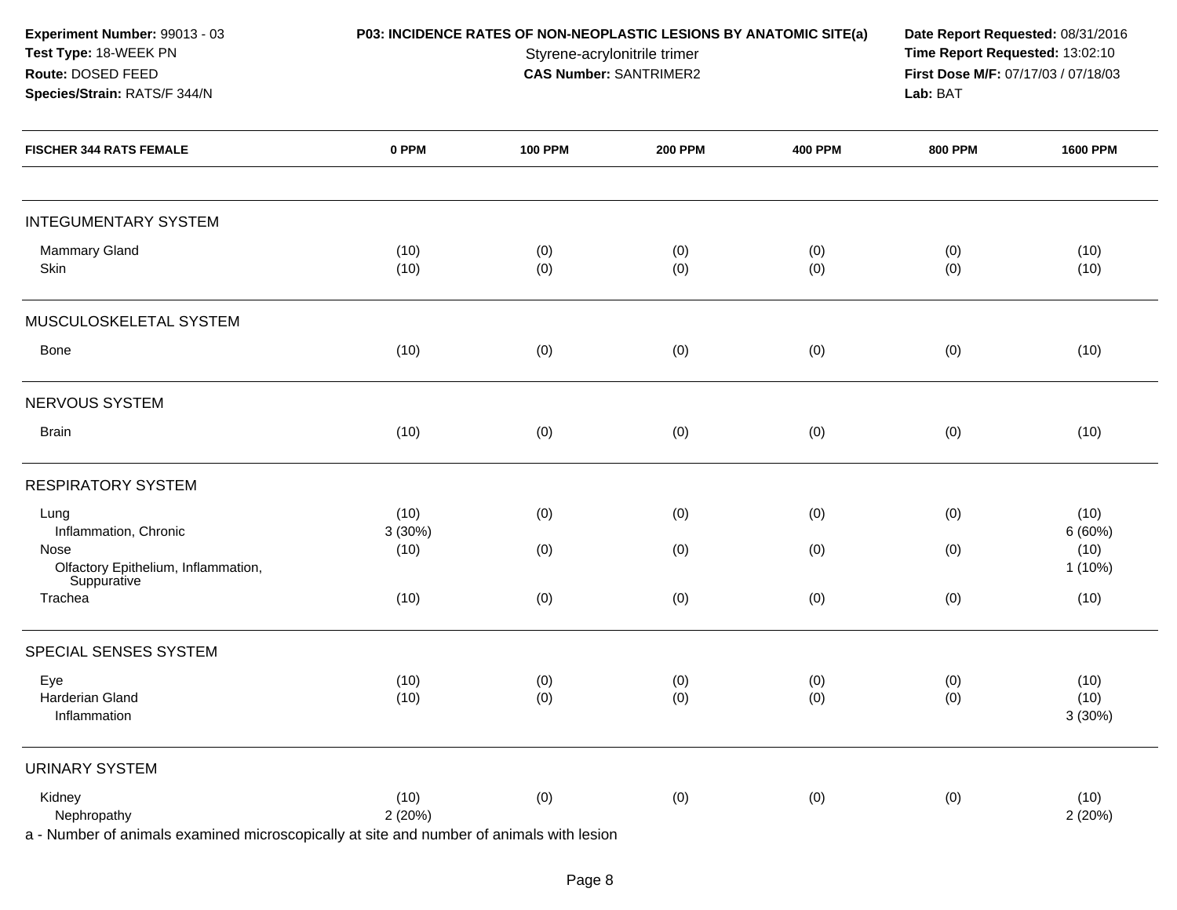**Experiment Number:** 99013 - 03
**Test Type:** 18-WEEK PN
**Route:** DOSED FEED
**Species/Strain:** RATS/F 344/N

**P03: INCIDENCE RATES OF NON-NEOPLASTIC LESIONS BY ANATOMIC SITE(a)**
Styrene-acrylonitrile trimer
**CAS Number:** SANTRIMER2

**Date Report Requested:** 08/31/2016
**Time Report Requested:** 13:02:10
**First Dose M/F:** 07/17/03 / 07/18/03
**Lab:** BAT

| FISCHER 344 RATS FEMALE | 0 PPM | 100 PPM | 200 PPM | 400 PPM | 800 PPM | 1600 PPM |
|---|---|---|---|---|---|---|
| **INTEGUMENTARY SYSTEM** | | | | | | |
| Mammary Gland | (10) | (0) | (0) | (0) | (0) | (10) |
| Skin | (10) | (0) | (0) | (0) | (0) | (10) |
| **MUSCULOSKELETAL SYSTEM** | | | | | | |
| Bone | (10) | (0) | (0) | (0) | (0) | (10) |
| **NERVOUS SYSTEM** | | | | | | |
| Brain | (10) | (0) | (0) | (0) | (0) | (10) |
| **RESPIRATORY SYSTEM** | | | | | | |
| Lung | (10) | (0) | (0) | (0) | (0) | (10) |
| Inflammation, Chronic | 3 (30%) | | | | | 6 (60%) |
| Nose | (10) | (0) | (0) | (0) | (0) | (10) |
| Olfactory Epithelium, Inflammation, Suppurative | | | | | | 1 (10%) |
| Trachea | (10) | (0) | (0) | (0) | (0) | (10) |
| **SPECIAL SENSES SYSTEM** | | | | | | |
| Eye | (10) | (0) | (0) | (0) | (0) | (10) |
| Harderian Gland | (10) | (0) | (0) | (0) | (0) | (10) |
| Inflammation | | | | | | 3 (30%) |
| **URINARY SYSTEM** | | | | | | |
| Kidney | (10) | (0) | (0) | (0) | (0) | (10) |
| Nephropathy | 2 (20%) | | | | | 2 (20%) |

a - Number of animals examined microscopically at site and number of animals with lesion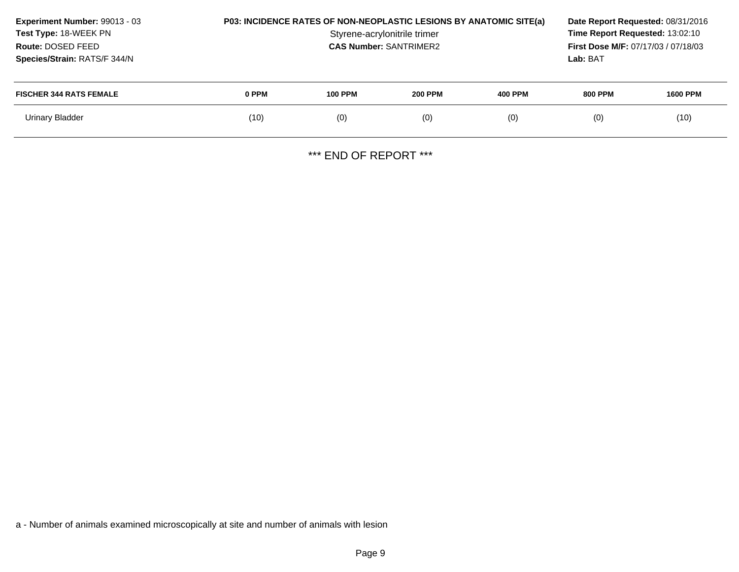**Experiment Number:** 99013 - 03
**Test Type:** 18-WEEK PN
**Route:** DOSED FEED
**Species/Strain:** RATS/F 344/N

**P03: INCIDENCE RATES OF NON-NEOPLASTIC LESIONS BY ANATOMIC SITE(a)**
Styrene-acrylonitrile trimer
**CAS Number:** SANTRIMER2

**Date Report Requested:** 08/31/2016
**Time Report Requested:** 13:02:10
**First Dose M/F:** 07/17/03 / 07/18/03
**Lab:** BAT

| FISCHER 344 RATS FEMALE | 0 PPM | 100 PPM | 200 PPM | 400 PPM | 800 PPM | 1600 PPM |
|---|---|---|---|---|---|---|
| Urinary Bladder | (10) | (0) | (0) | (0) | (0) | (10) |

*** END OF REPORT ***

a - Number of animals examined microscopically at site and number of animals with lesion